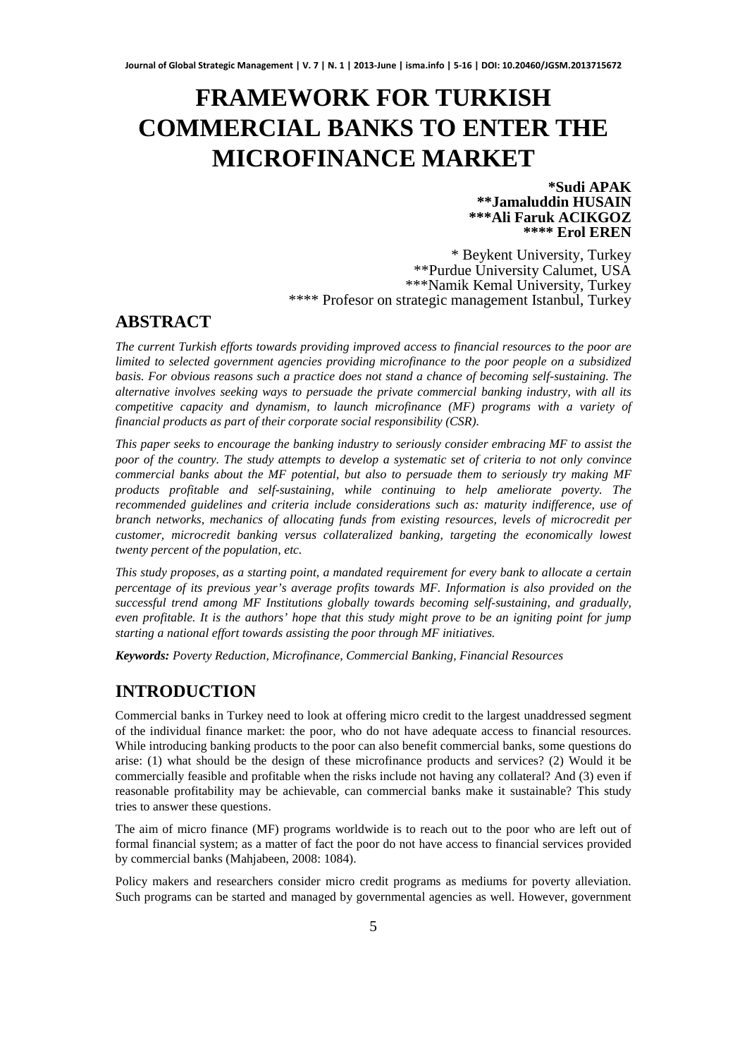# FRAMEWORK FOR TURKISH COMMERCIAL BANKS TO ENTER THE MICROFINANCE MARKET

**\*Sudi APAK**
**\*\*Jamaluddin HUSAIN**
**\*\*\*Ali Faruk ACIKGOZ**
**\*\*\*\* Erol EREN**

\* Beykent University, Turkey
\*\*Purdue University Calumet, USA
\*\*\*Namik Kemal University, Turkey
\*\*\*\* Profesor on strategic management Istanbul, Turkey

## ABSTRACT

*The current Turkish efforts towards providing improved access to financial resources to the poor are limited to selected government agencies providing microfinance to the poor people on a subsidized basis. For obvious reasons such a practice does not stand a chance of becoming self-sustaining. The alternative involves seeking ways to persuade the private commercial banking industry, with all its competitive capacity and dynamism, to launch microfinance (MF) programs with a variety of financial products as part of their corporate social responsibility (CSR).*

*This paper seeks to encourage the banking industry to seriously consider embracing MF to assist the poor of the country. The study attempts to develop a systematic set of criteria to not only convince commercial banks about the MF potential, but also to persuade them to seriously try making MF products profitable and self-sustaining, while continuing to help ameliorate poverty. The recommended guidelines and criteria include considerations such as: maturity indifference, use of branch networks, mechanics of allocating funds from existing resources, levels of microcredit per customer, microcredit banking versus collateralized banking, targeting the economically lowest twenty percent of the population, etc.*

*This study proposes, as a starting point, a mandated requirement for every bank to allocate a certain percentage of its previous year's average profits towards MF. Information is also provided on the successful trend among MF Institutions globally towards becoming self-sustaining, and gradually, even profitable. It is the authors' hope that this study might prove to be an igniting point for jump starting a national effort towards assisting the poor through MF initiatives.*

***Keywords:** Poverty Reduction, Microfinance, Commercial Banking, Financial Resources*

## INTRODUCTION

Commercial banks in Turkey need to look at offering micro credit to the largest unaddressed segment of the individual finance market: the poor, who do not have adequate access to financial resources. While introducing banking products to the poor can also benefit commercial banks, some questions do arise: (1) what should be the design of these microfinance products and services? (2) Would it be commercially feasible and profitable when the risks include not having any collateral? And (3) even if reasonable profitability may be achievable, can commercial banks make it sustainable? This study tries to answer these questions.

The aim of micro finance (MF) programs worldwide is to reach out to the poor who are left out of formal financial system; as a matter of fact the poor do not have access to financial services provided by commercial banks (Mahjabeen, 2008: 1084).

Policy makers and researchers consider micro credit programs as mediums for poverty alleviation. Such programs can be started and managed by governmental agencies as well. However, government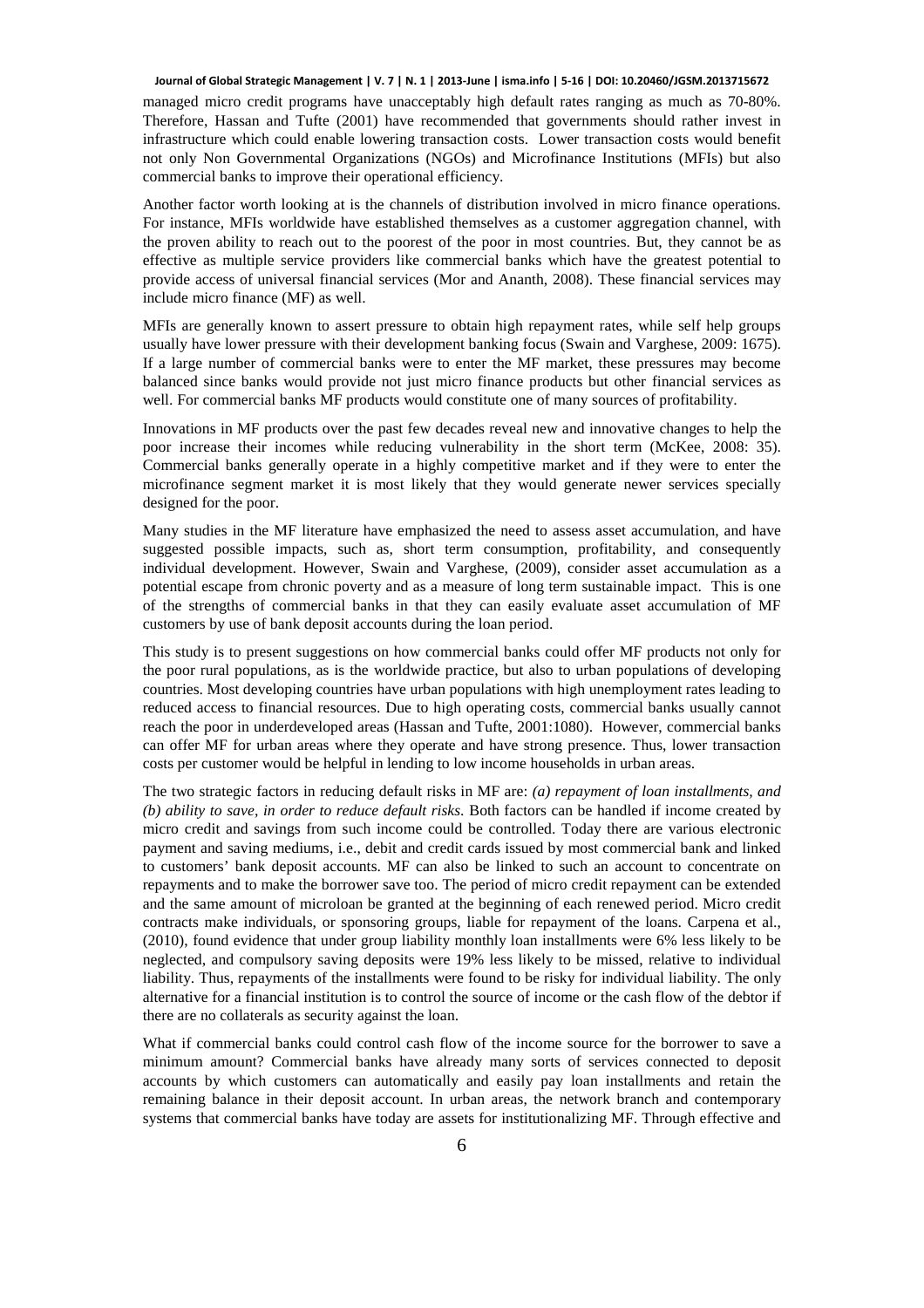managed micro credit programs have unacceptably high default rates ranging as much as 70-80%. Therefore, Hassan and Tufte (2001) have recommended that governments should rather invest in infrastructure which could enable lowering transaction costs. Lower transaction costs would benefit not only Non Governmental Organizations (NGOs) and Microfinance Institutions (MFIs) but also commercial banks to improve their operational efficiency.

Another factor worth looking at is the channels of distribution involved in micro finance operations. For instance, MFIs worldwide have established themselves as a customer aggregation channel, with the proven ability to reach out to the poorest of the poor in most countries. But, they cannot be as effective as multiple service providers like commercial banks which have the greatest potential to provide access of universal financial services (Mor and Ananth, 2008). These financial services may include micro finance (MF) as well.

MFIs are generally known to assert pressure to obtain high repayment rates, while self help groups usually have lower pressure with their development banking focus (Swain and Varghese, 2009: 1675). If a large number of commercial banks were to enter the MF market, these pressures may become balanced since banks would provide not just micro finance products but other financial services as well. For commercial banks MF products would constitute one of many sources of profitability.

Innovations in MF products over the past few decades reveal new and innovative changes to help the poor increase their incomes while reducing vulnerability in the short term (McKee, 2008: 35). Commercial banks generally operate in a highly competitive market and if they were to enter the microfinance segment market it is most likely that they would generate newer services specially designed for the poor.

Many studies in the MF literature have emphasized the need to assess asset accumulation, and have suggested possible impacts, such as, short term consumption, profitability, and consequently individual development. However, Swain and Varghese, (2009), consider asset accumulation as a potential escape from chronic poverty and as a measure of long term sustainable impact. This is one of the strengths of commercial banks in that they can easily evaluate asset accumulation of MF customers by use of bank deposit accounts during the loan period.

This study is to present suggestions on how commercial banks could offer MF products not only for the poor rural populations, as is the worldwide practice, but also to urban populations of developing countries. Most developing countries have urban populations with high unemployment rates leading to reduced access to financial resources. Due to high operating costs, commercial banks usually cannot reach the poor in underdeveloped areas (Hassan and Tufte, 2001:1080). However, commercial banks can offer MF for urban areas where they operate and have strong presence. Thus, lower transaction costs per customer would be helpful in lending to low income households in urban areas.

The two strategic factors in reducing default risks in MF are: *(a) repayment of loan installments, and (b) ability to save, in order to reduce default risks*. Both factors can be handled if income created by micro credit and savings from such income could be controlled. Today there are various electronic payment and saving mediums, i.e., debit and credit cards issued by most commercial bank and linked to customers' bank deposit accounts. MF can also be linked to such an account to concentrate on repayments and to make the borrower save too. The period of micro credit repayment can be extended and the same amount of microloan be granted at the beginning of each renewed period. Micro credit contracts make individuals, or sponsoring groups, liable for repayment of the loans. Carpena et al., (2010), found evidence that under group liability monthly loan installments were 6% less likely to be neglected, and compulsory saving deposits were 19% less likely to be missed, relative to individual liability. Thus, repayments of the installments were found to be risky for individual liability. The only alternative for a financial institution is to control the source of income or the cash flow of the debtor if there are no collaterals as security against the loan.

What if commercial banks could control cash flow of the income source for the borrower to save a minimum amount? Commercial banks have already many sorts of services connected to deposit accounts by which customers can automatically and easily pay loan installments and retain the remaining balance in their deposit account. In urban areas, the network branch and contemporary systems that commercial banks have today are assets for institutionalizing MF. Through effective and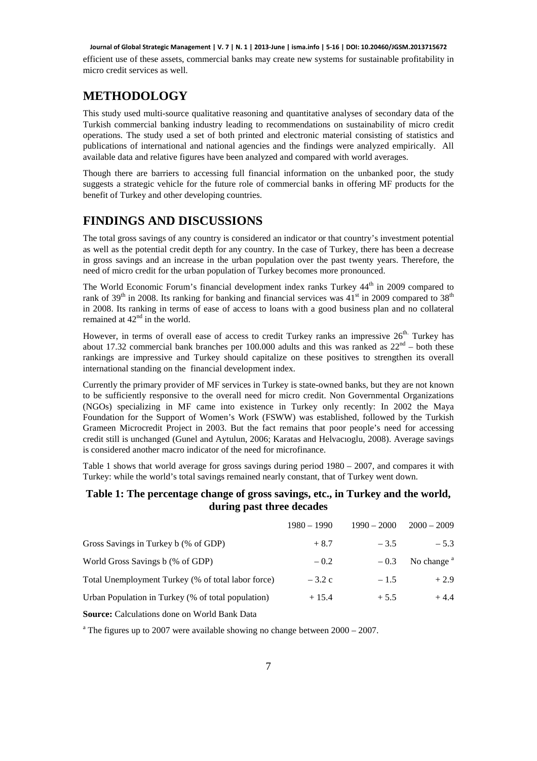efficient use of these assets, commercial banks may create new systems for sustainable profitability in micro credit services as well.

## METHODOLOGY

This study used multi-source qualitative reasoning and quantitative analyses of secondary data of the Turkish commercial banking industry leading to recommendations on sustainability of micro credit operations. The study used a set of both printed and electronic material consisting of statistics and publications of international and national agencies and the findings were analyzed empirically. All available data and relative figures have been analyzed and compared with world averages.

Though there are barriers to accessing full financial information on the unbanked poor, the study suggests a strategic vehicle for the future role of commercial banks in offering MF products for the benefit of Turkey and other developing countries.

## FINDINGS AND DISCUSSIONS

The total gross savings of any country is considered an indicator or that country's investment potential as well as the potential credit depth for any country. In the case of Turkey, there has been a decrease in gross savings and an increase in the urban population over the past twenty years. Therefore, the need of micro credit for the urban population of Turkey becomes more pronounced.

The World Economic Forum's financial development index ranks Turkey 44th in 2009 compared to rank of 39th in 2008. Its ranking for banking and financial services was 41st in 2009 compared to 38th in 2008. Its ranking in terms of ease of access to loans with a good business plan and no collateral remained at 42nd in the world.

However, in terms of overall ease of access to credit Turkey ranks an impressive 26th. Turkey has about 17.32 commercial bank branches per 100.000 adults and this was ranked as 22nd – both these rankings are impressive and Turkey should capitalize on these positives to strengthen its overall international standing on the financial development index.

Currently the primary provider of MF services in Turkey is state-owned banks, but they are not known to be sufficiently responsive to the overall need for micro credit. Non Governmental Organizations (NGOs) specializing in MF came into existence in Turkey only recently: In 2002 the Maya Foundation for the Support of Women's Work (FSWW) was established, followed by the Turkish Grameen Microcredit Project in 2003. But the fact remains that poor people's need for accessing credit still is unchanged (Gunel and Aytulun, 2006; Karatas and Helvacıoglu, 2008). Average savings is considered another macro indicator of the need for microfinance.

Table 1 shows that world average for gross savings during period 1980 – 2007, and compares it with Turkey: while the world's total savings remained nearly constant, that of Turkey went down.

### Table 1: The percentage change of gross savings, etc., in Turkey and the world, during past three decades

| | 1980 – 1990 | 1990 – 2000 | 2000 – 2009 |
|---|---|---|---|
| Gross Savings in Turkey b (% of GDP) | + 8.7 | – 3.5 | – 5.3 |
| World Gross Savings b (% of GDP) | – 0.2 | – 0.3 | No change [a] |
| Total Unemployment Turkey (% of total labor force) | – 3.2 c | – 1.5 | + 2.9 |
| Urban Population in Turkey (% of total population) | + 15.4 | + 5.5 | + 4.4 |

**Source:** Calculations done on World Bank Data

[a] The figures up to 2007 were available showing no change between 2000 – 2007.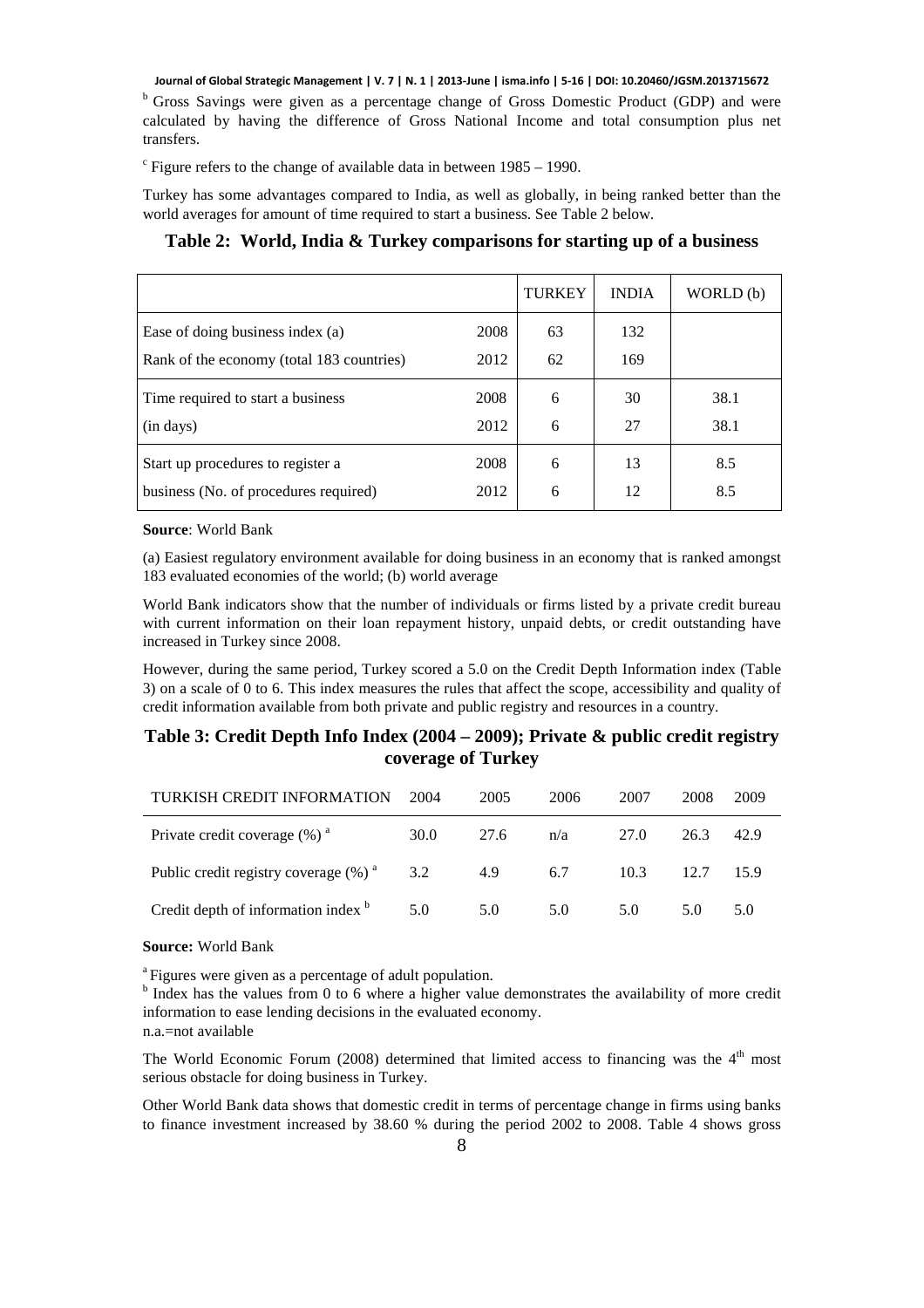[b] Gross Savings were given as a percentage change of Gross Domestic Product (GDP) and were calculated by having the difference of Gross National Income and total consumption plus net transfers.

[c] Figure refers to the change of available data in between 1985 – 1990.

Turkey has some advantages compared to India, as well as globally, in being ranked better than the world averages for amount of time required to start a business. See Table 2 below.

**Table 2: World, India & Turkey comparisons for starting up of a business**

| | | TURKEY | INDIA | WORLD (b) |
|---|---|---|---|---|
| Ease of doing business index (a) | 2008 | 63 | 132 | |
| Rank of the economy (total 183 countries) | 2012 | 62 | 169 | |
| Time required to start a business | 2008 | 6 | 30 | 38.1 |
| (in days) | 2012 | 6 | 27 | 38.1 |
| Start up procedures to register a | 2008 | 6 | 13 | 8.5 |
| business (No. of procedures required) | 2012 | 6 | 12 | 8.5 |

**Source**: World Bank

(a) Easiest regulatory environment available for doing business in an economy that is ranked amongst 183 evaluated economies of the world; (b) world average

World Bank indicators show that the number of individuals or firms listed by a private credit bureau with current information on their loan repayment history, unpaid debts, or credit outstanding have increased in Turkey since 2008.

However, during the same period, Turkey scored a 5.0 on the Credit Depth Information index (Table 3) on a scale of 0 to 6. This index measures the rules that affect the scope, accessibility and quality of credit information available from both private and public registry and resources in a country.

**Table 3: Credit Depth Info Index (2004 – 2009); Private & public credit registry coverage of Turkey**

| TURKISH CREDIT INFORMATION | 2004 | 2005 | 2006 | 2007 | 2008 | 2009 |
|---|---|---|---|---|---|---|
| Private credit coverage (%) [a] | 30.0 | 27.6 | n/a | 27.0 | 26.3 | 42.9 |
| Public credit registry coverage (%) [a] | 3.2 | 4.9 | 6.7 | 10.3 | 12.7 | 15.9 |
| Credit depth of information index [b] | 5.0 | 5.0 | 5.0 | 5.0 | 5.0 | 5.0 |

**Source:** World Bank

[a] Figures were given as a percentage of adult population.
[b] Index has the values from 0 to 6 where a higher value demonstrates the availability of more credit information to ease lending decisions in the evaluated economy.
n.a.=not available

The World Economic Forum (2008) determined that limited access to financing was the 4[th] most serious obstacle for doing business in Turkey.

Other World Bank data shows that domestic credit in terms of percentage change in firms using banks to finance investment increased by 38.60 % during the period 2002 to 2008. Table 4 shows gross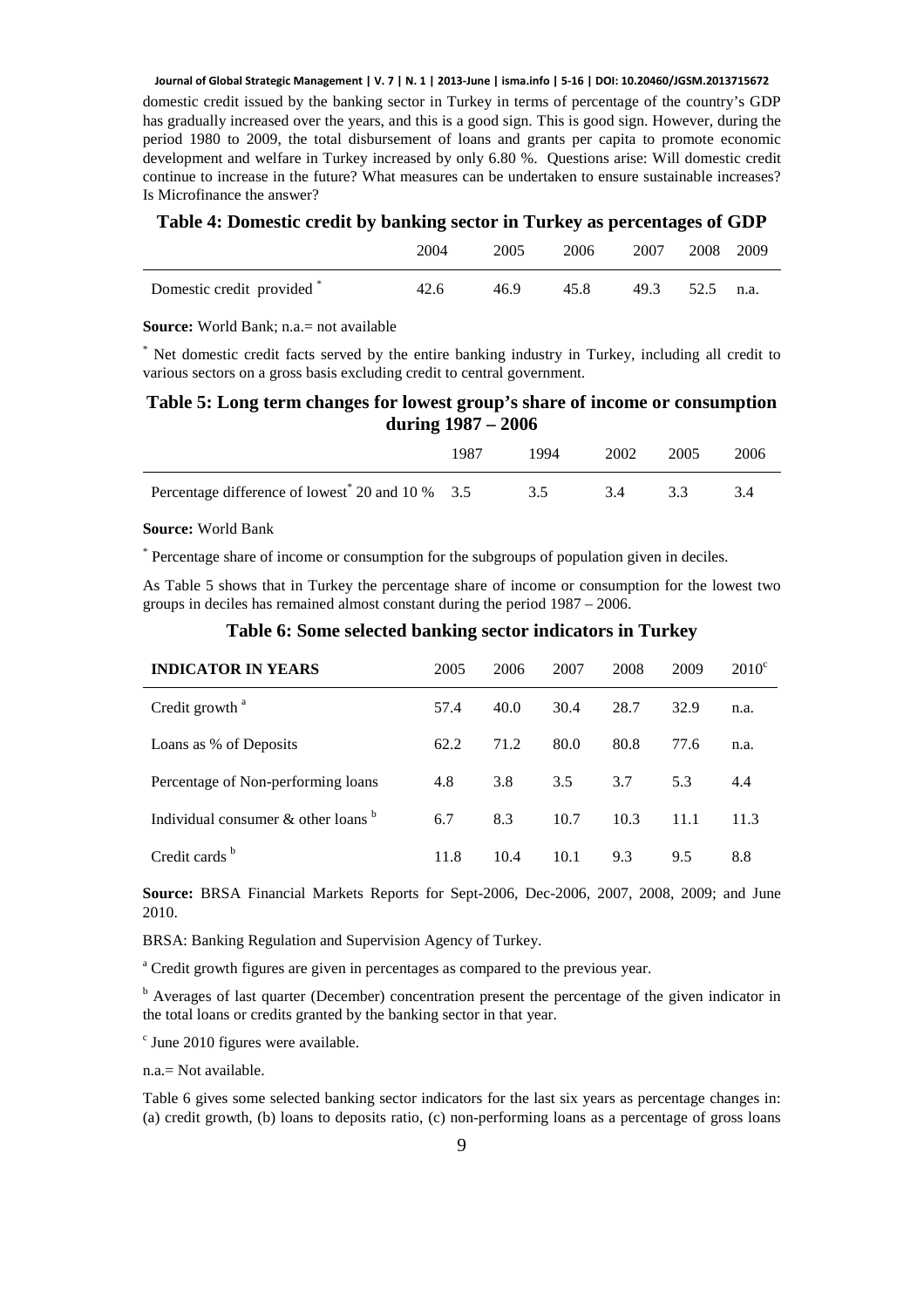domestic credit issued by the banking sector in Turkey in terms of percentage of the country's GDP has gradually increased over the years, and this is a good sign. This is good sign. However, during the period 1980 to 2009, the total disbursement of loans and grants per capita to promote economic development and welfare in Turkey increased by only 6.80 %. Questions arise: Will domestic credit continue to increase in the future? What measures can be undertaken to ensure sustainable increases? Is Microfinance the answer?

**Table 4: Domestic credit by banking sector in Turkey as percentages of GDP**

| | 2004 | 2005 | 2006 | 2007 | 2008 | 2009 |
|---|---|---|---|---|---|---|
| Domestic credit provided * | 42.6 | 46.9 | 45.8 | 49.3 | 52.5 | n.a. |

**Source:** World Bank; n.a.= not available

* Net domestic credit facts served by the entire banking industry in Turkey, including all credit to various sectors on a gross basis excluding credit to central government.

**Table 5: Long term changes for lowest group's share of income or consumption during 1987 – 2006**

| | 1987 | 1994 | 2002 | 2005 | 2006 |
|---|---|---|---|---|---|
| Percentage difference of lowest* 20 and 10 % | 3.5 | 3.5 | 3.4 | 3.3 | 3.4 |

**Source:** World Bank

* Percentage share of income or consumption for the subgroups of population given in deciles.

As Table 5 shows that in Turkey the percentage share of income or consumption for the lowest two groups in deciles has remained almost constant during the period 1987 – 2006.

**Table 6: Some selected banking sector indicators in Turkey**

| INDICATOR IN YEARS | 2005 | 2006 | 2007 | 2008 | 2009 | 2010[c] |
|---|---|---|---|---|---|---|
| Credit growth [a] | 57.4 | 40.0 | 30.4 | 28.7 | 32.9 | n.a. |
| Loans as % of Deposits | 62.2 | 71.2 | 80.0 | 80.8 | 77.6 | n.a. |
| Percentage of Non-performing loans | 4.8 | 3.8 | 3.5 | 3.7 | 5.3 | 4.4 |
| Individual consumer & other loans [b] | 6.7 | 8.3 | 10.7 | 10.3 | 11.1 | 11.3 |
| Credit cards [b] | 11.8 | 10.4 | 10.1 | 9.3 | 9.5 | 8.8 |

**Source:** BRSA Financial Markets Reports for Sept-2006, Dec-2006, 2007, 2008, 2009; and June 2010.

BRSA: Banking Regulation and Supervision Agency of Turkey.

[a] Credit growth figures are given in percentages as compared to the previous year.

[b] Averages of last quarter (December) concentration present the percentage of the given indicator in the total loans or credits granted by the banking sector in that year.

[c] June 2010 figures were available.

n.a.= Not available.

Table 6 gives some selected banking sector indicators for the last six years as percentage changes in: (a) credit growth, (b) loans to deposits ratio, (c) non-performing loans as a percentage of gross loans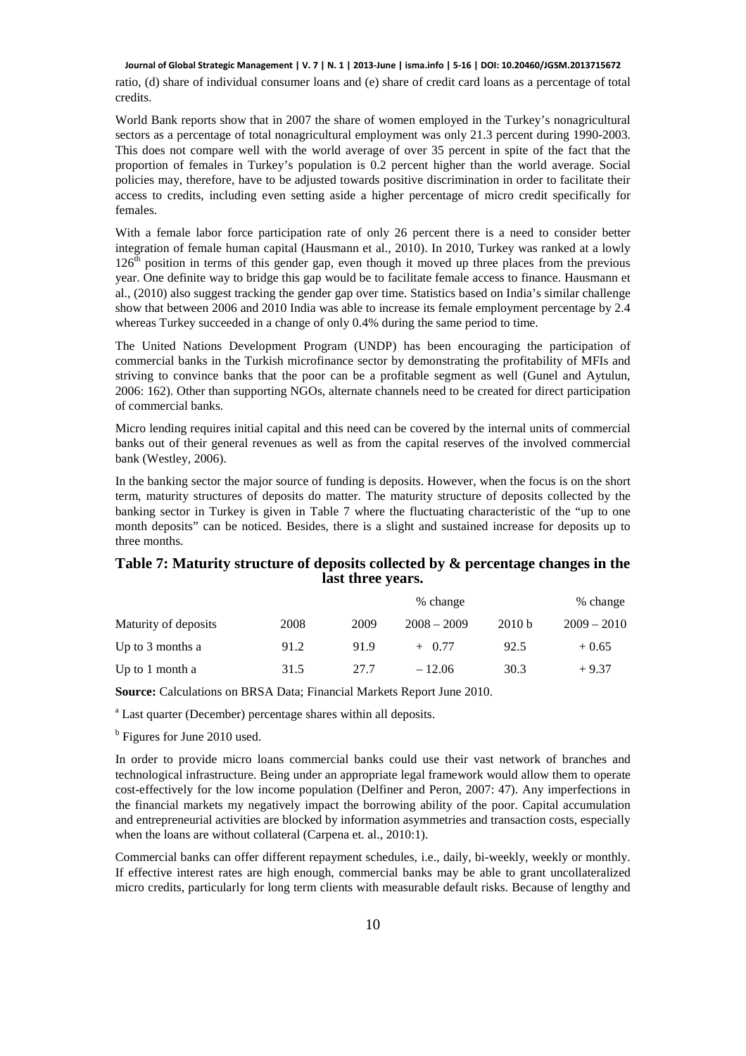ratio, (d) share of individual consumer loans and (e) share of credit card loans as a percentage of total credits.

World Bank reports show that in 2007 the share of women employed in the Turkey's nonagricultural sectors as a percentage of total nonagricultural employment was only 21.3 percent during 1990-2003. This does not compare well with the world average of over 35 percent in spite of the fact that the proportion of females in Turkey's population is 0.2 percent higher than the world average. Social policies may, therefore, have to be adjusted towards positive discrimination in order to facilitate their access to credits, including even setting aside a higher percentage of micro credit specifically for females.

With a female labor force participation rate of only 26 percent there is a need to consider better integration of female human capital (Hausmann et al., 2010). In 2010, Turkey was ranked at a lowly 126[th] position in terms of this gender gap, even though it moved up three places from the previous year. One definite way to bridge this gap would be to facilitate female access to finance. Hausmann et al., (2010) also suggest tracking the gender gap over time. Statistics based on India's similar challenge show that between 2006 and 2010 India was able to increase its female employment percentage by 2.4 whereas Turkey succeeded in a change of only 0.4% during the same period to time.

The United Nations Development Program (UNDP) has been encouraging the participation of commercial banks in the Turkish microfinance sector by demonstrating the profitability of MFIs and striving to convince banks that the poor can be a profitable segment as well (Gunel and Aytulun, 2006: 162). Other than supporting NGOs, alternate channels need to be created for direct participation of commercial banks.

Micro lending requires initial capital and this need can be covered by the internal units of commercial banks out of their general revenues as well as from the capital reserves of the involved commercial bank (Westley, 2006).

In the banking sector the major source of funding is deposits. However, when the focus is on the short term, maturity structures of deposits do matter. The maturity structure of deposits collected by the banking sector in Turkey is given in Table 7 where the fluctuating characteristic of the "up to one month deposits" can be noticed. Besides, there is a slight and sustained increase for deposits up to three months.

**Table 7: Maturity structure of deposits collected by & percentage changes in the last three years.**

| Maturity of deposits | 2008 | 2009 | % change 2008 – 2009 | 2010 b | % change 2009 – 2010 |
|---|---|---|---|---|---|
| Up to 3 months a | 91.2 | 91.9 | + 0.77 | 92.5 | + 0.65 |
| Up to 1 month a | 31.5 | 27.7 | – 12.06 | 30.3 | + 9.37 |

**Source:** Calculations on BRSA Data; Financial Markets Report June 2010.

[a] Last quarter (December) percentage shares within all deposits.

[b] Figures for June 2010 used.

In order to provide micro loans commercial banks could use their vast network of branches and technological infrastructure. Being under an appropriate legal framework would allow them to operate cost-effectively for the low income population (Delfiner and Peron, 2007: 47). Any imperfections in the financial markets my negatively impact the borrowing ability of the poor. Capital accumulation and entrepreneurial activities are blocked by information asymmetries and transaction costs, especially when the loans are without collateral (Carpena et. al., 2010:1).

Commercial banks can offer different repayment schedules, i.e., daily, bi-weekly, weekly or monthly. If effective interest rates are high enough, commercial banks may be able to grant uncollateralized micro credits, particularly for long term clients with measurable default risks. Because of lengthy and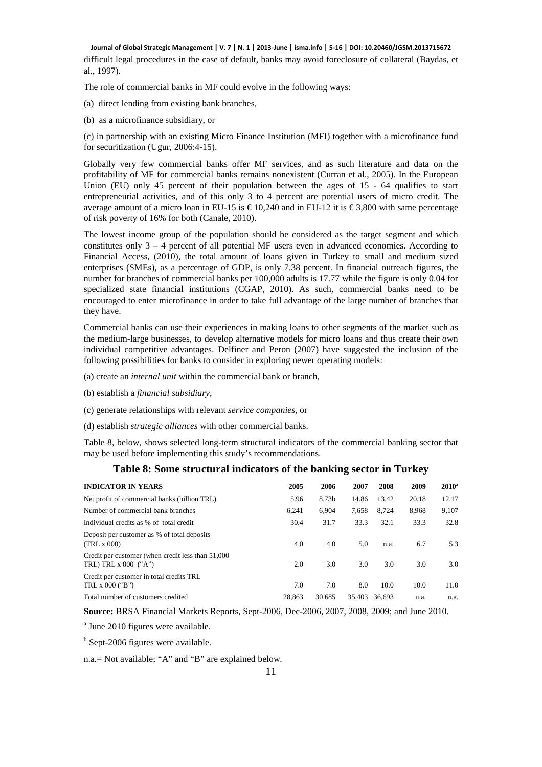difficult legal procedures in the case of default, banks may avoid foreclosure of collateral (Baydas, et al., 1997).

The role of commercial banks in MF could evolve in the following ways:

(a) direct lending from existing bank branches,

(b) as a microfinance subsidiary, or

(c) in partnership with an existing Micro Finance Institution (MFI) together with a microfinance fund for securitization (Ugur, 2006:4-15).

Globally very few commercial banks offer MF services, and as such literature and data on the profitability of MF for commercial banks remains nonexistent (Curran et al., 2005). In the European Union (EU) only 45 percent of their population between the ages of 15 - 64 qualifies to start entrepreneurial activities, and of this only 3 to 4 percent are potential users of micro credit. The average amount of a micro loan in EU-15 is € 10,240 and in EU-12 it is € 3,800 with same percentage of risk poverty of 16% for both (Canale, 2010).

The lowest income group of the population should be considered as the target segment and which constitutes only 3 – 4 percent of all potential MF users even in advanced economies. According to Financial Access, (2010), the total amount of loans given in Turkey to small and medium sized enterprises (SMEs), as a percentage of GDP, is only 7.38 percent. In financial outreach figures, the number for branches of commercial banks per 100,000 adults is 17.77 while the figure is only 0.04 for specialized state financial institutions (CGAP, 2010). As such, commercial banks need to be encouraged to enter microfinance in order to take full advantage of the large number of branches that they have.

Commercial banks can use their experiences in making loans to other segments of the market such as the medium-large businesses, to develop alternative models for micro loans and thus create their own individual competitive advantages. Delfiner and Peron (2007) have suggested the inclusion of the following possibilities for banks to consider in exploring newer operating models:

(a) create an *internal unit* within the commercial bank or branch,

(b) establish a *financial subsidiary*,

(c) generate relationships with relevant *service companies*, or

(d) establish *strategic alliances* with other commercial banks.

Table 8, below, shows selected long-term structural indicators of the commercial banking sector that may be used before implementing this study's recommendations.

**Table 8: Some structural indicators of the banking sector in Turkey**

| INDICATOR IN YEARS | 2005 | 2006 | 2007 | 2008 | 2009 | 2010[a] |
|---|---|---|---|---|---|---|
| Net profit of commercial banks (billion TRL) | 5.96 | 8.73b | 14.86 | 13.42 | 20.18 | 12.17 |
| Number of commercial bank branches | 6,241 | 6,904 | 7,658 | 8,724 | 8,968 | 9,107 |
| Individual credits as % of total credit | 30.4 | 31.7 | 33.3 | 32.1 | 33.3 | 32.8 |
| Deposit per customer as % of total deposits (TRL x 000) | 4.0 | 4.0 | 5.0 | n.a. | 6.7 | 5.3 |
| Credit per customer (when credit less than 51,000 TRL) TRL x 000 ("A") | 2.0 | 3.0 | 3.0 | 3.0 | 3.0 | 3.0 |
| Credit per customer in total credits TRL TRL x 000 ("B") | 7.0 | 7.0 | 8.0 | 10.0 | 10.0 | 11.0 |
| Total number of customers credited | 28,863 | 30,685 | 35,403 | 36,693 | n.a. | n.a. |

**Source:** BRSA Financial Markets Reports, Sept-2006, Dec-2006, 2007, 2008, 2009; and June 2010.

[a] June 2010 figures were available.

[b] Sept-2006 figures were available.

n.a.= Not available; "A" and "B" are explained below.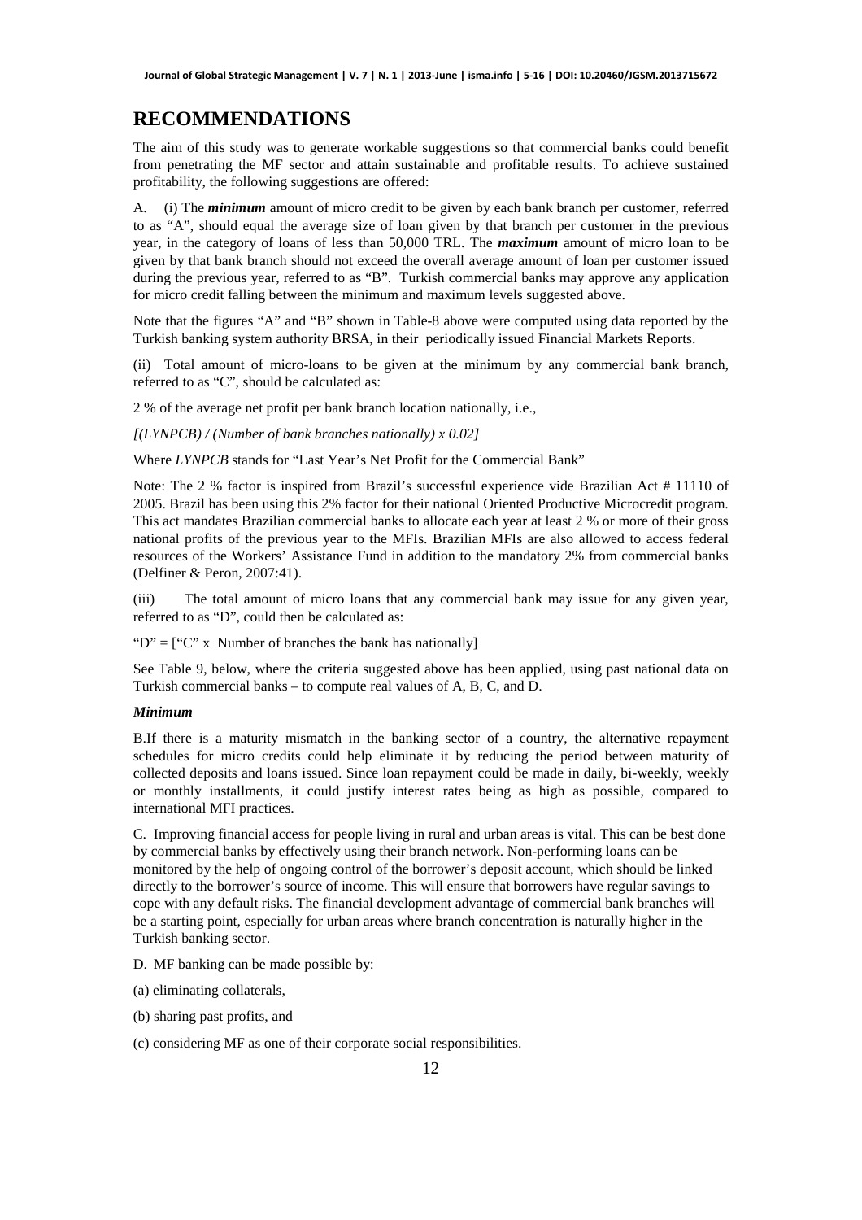## RECOMMENDATIONS

The aim of this study was to generate workable suggestions so that commercial banks could benefit from penetrating the MF sector and attain sustainable and profitable results. To achieve sustained profitability, the following suggestions are offered:

A. (i) The ***minimum*** amount of micro credit to be given by each bank branch per customer, referred to as "A", should equal the average size of loan given by that branch per customer in the previous year, in the category of loans of less than 50,000 TRL. The ***maximum*** amount of micro loan to be given by that bank branch should not exceed the overall average amount of loan per customer issued during the previous year, referred to as "B". Turkish commercial banks may approve any application for micro credit falling between the minimum and maximum levels suggested above.

Note that the figures "A" and "B" shown in Table-8 above were computed using data reported by the Turkish banking system authority BRSA, in their periodically issued Financial Markets Reports.

(ii) Total amount of micro-loans to be given at the minimum by any commercial bank branch, referred to as "C", should be calculated as:

2 % of the average net profit per bank branch location nationally, i.e.,

*[(LYNPCB) / (Number of bank branches nationally) x 0.02]*

Where *LYNPCB* stands for "Last Year's Net Profit for the Commercial Bank"

Note: The 2 % factor is inspired from Brazil's successful experience vide Brazilian Act # 11110 of 2005. Brazil has been using this 2% factor for their national Oriented Productive Microcredit program. This act mandates Brazilian commercial banks to allocate each year at least 2 % or more of their gross national profits of the previous year to the MFIs. Brazilian MFIs are also allowed to access federal resources of the Workers' Assistance Fund in addition to the mandatory 2% from commercial banks (Delfiner & Peron, 2007:41).

(iii) The total amount of micro loans that any commercial bank may issue for any given year, referred to as "D", could then be calculated as:

"D" = ["C" x Number of branches the bank has nationally]

See Table 9, below, where the criteria suggested above has been applied, using past national data on Turkish commercial banks – to compute real values of A, B, C, and D.

***Minimum***

B. If there is a maturity mismatch in the banking sector of a country, the alternative repayment schedules for micro credits could help eliminate it by reducing the period between maturity of collected deposits and loans issued. Since loan repayment could be made in daily, bi-weekly, weekly or monthly installments, it could justify interest rates being as high as possible, compared to international MFI practices.

C. Improving financial access for people living in rural and urban areas is vital. This can be best done by commercial banks by effectively using their branch network. Non-performing loans can be monitored by the help of ongoing control of the borrower's deposit account, which should be linked directly to the borrower's source of income. This will ensure that borrowers have regular savings to cope with any default risks. The financial development advantage of commercial bank branches will be a starting point, especially for urban areas where branch concentration is naturally higher in the Turkish banking sector.

D. MF banking can be made possible by:

(a) eliminating collaterals,

(b) sharing past profits, and

(c) considering MF as one of their corporate social responsibilities.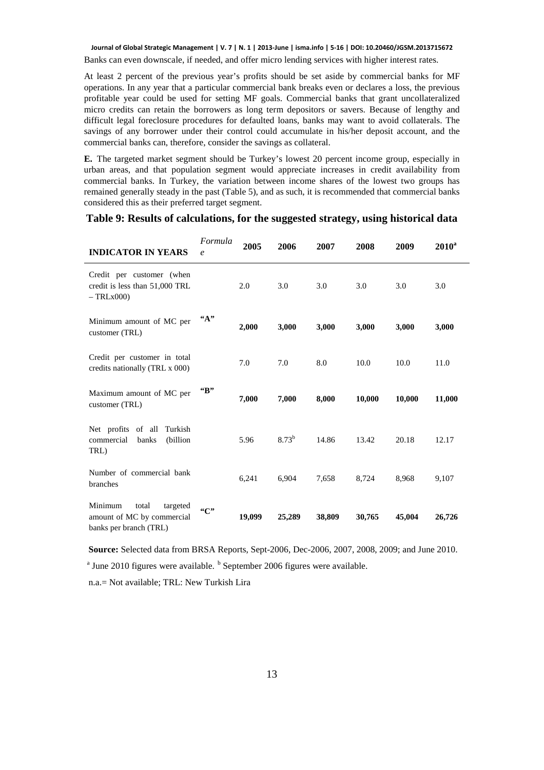Banks can even downscale, if needed, and offer micro lending services with higher interest rates.

At least 2 percent of the previous year's profits should be set aside by commercial banks for MF operations. In any year that a particular commercial bank breaks even or declares a loss, the previous profitable year could be used for setting MF goals. Commercial banks that grant uncollateralized micro credits can retain the borrowers as long term depositors or savers. Because of lengthy and difficult legal foreclosure procedures for defaulted loans, banks may want to avoid collaterals. The savings of any borrower under their control could accumulate in his/her deposit account, and the commercial banks can, therefore, consider the savings as collateral.

**E.** The targeted market segment should be Turkey's lowest 20 percent income group, especially in urban areas, and that population segment would appreciate increases in credit availability from commercial banks. In Turkey, the variation between income shares of the lowest two groups has remained generally steady in the past (Table 5), and as such, it is recommended that commercial banks considered this as their preferred target segment.

**Table 9: Results of calculations, for the suggested strategy, using historical data**

| INDICATOR IN YEARS | *Formulae* | 2005 | 2006 | 2007 | 2008 | 2009 | 2010[a] |
|---|---|---|---|---|---|---|---|
| Credit per customer (when credit is less than 51,000 TRL – TRLx000) | | 2.0 | 3.0 | 3.0 | 3.0 | 3.0 | 3.0 |
| Minimum amount of MC per customer (TRL) | **"A"** | **2,000** | **3,000** | **3,000** | **3,000** | **3,000** | **3,000** |
| Credit per customer in total credits nationally (TRL x 000) | | 7.0 | 7.0 | 8.0 | 10.0 | 10.0 | 11.0 |
| Maximum amount of MC per customer (TRL) | **"B"** | **7,000** | **7,000** | **8,000** | **10,000** | **10,000** | **11,000** |
| Net profits of all Turkish commercial banks (billion TRL) | | 5.96 | 8.73[b] | 14.86 | 13.42 | 20.18 | 12.17 |
| Number of commercial bank branches | | 6,241 | 6,904 | 7,658 | 8,724 | 8,968 | 9,107 |
| Minimum total targeted amount of MC by commercial banks per branch (TRL) | **"C"** | **19,099** | **25,289** | **38,809** | **30,765** | **45,004** | **26,726** |

**Source:** Selected data from BRSA Reports, Sept-2006, Dec-2006, 2007, 2008, 2009; and June 2010.

[a] June 2010 figures were available. [b] September 2006 figures were available.

n.a.= Not available; TRL: New Turkish Lira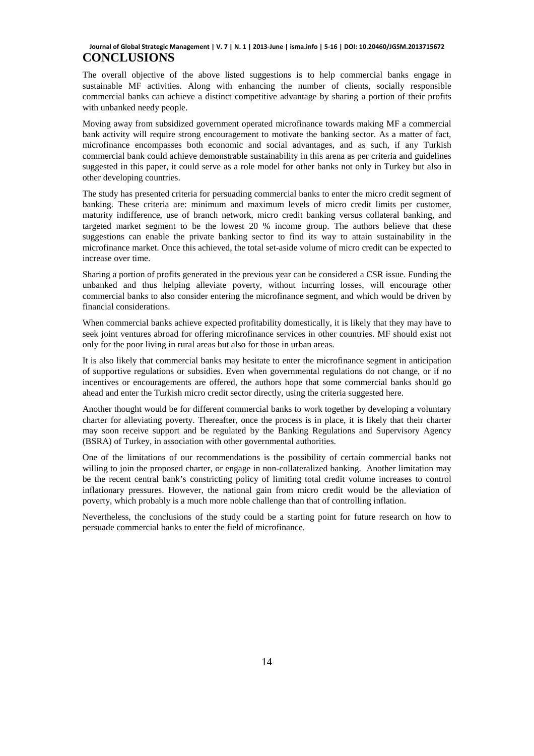# CONCLUSIONS

The overall objective of the above listed suggestions is to help commercial banks engage in sustainable MF activities. Along with enhancing the number of clients, socially responsible commercial banks can achieve a distinct competitive advantage by sharing a portion of their profits with unbanked needy people.

Moving away from subsidized government operated microfinance towards making MF a commercial bank activity will require strong encouragement to motivate the banking sector. As a matter of fact, microfinance encompasses both economic and social advantages, and as such, if any Turkish commercial bank could achieve demonstrable sustainability in this arena as per criteria and guidelines suggested in this paper, it could serve as a role model for other banks not only in Turkey but also in other developing countries.

The study has presented criteria for persuading commercial banks to enter the micro credit segment of banking. These criteria are: minimum and maximum levels of micro credit limits per customer, maturity indifference, use of branch network, micro credit banking versus collateral banking, and targeted market segment to be the lowest 20 % income group. The authors believe that these suggestions can enable the private banking sector to find its way to attain sustainability in the microfinance market. Once this achieved, the total set-aside volume of micro credit can be expected to increase over time.

Sharing a portion of profits generated in the previous year can be considered a CSR issue. Funding the unbanked and thus helping alleviate poverty, without incurring losses, will encourage other commercial banks to also consider entering the microfinance segment, and which would be driven by financial considerations.

When commercial banks achieve expected profitability domestically, it is likely that they may have to seek joint ventures abroad for offering microfinance services in other countries. MF should exist not only for the poor living in rural areas but also for those in urban areas.

It is also likely that commercial banks may hesitate to enter the microfinance segment in anticipation of supportive regulations or subsidies. Even when governmental regulations do not change, or if no incentives or encouragements are offered, the authors hope that some commercial banks should go ahead and enter the Turkish micro credit sector directly, using the criteria suggested here.

Another thought would be for different commercial banks to work together by developing a voluntary charter for alleviating poverty. Thereafter, once the process is in place, it is likely that their charter may soon receive support and be regulated by the Banking Regulations and Supervisory Agency (BSRA) of Turkey, in association with other governmental authorities.

One of the limitations of our recommendations is the possibility of certain commercial banks not willing to join the proposed charter, or engage in non-collateralized banking. Another limitation may be the recent central bank's constricting policy of limiting total credit volume increases to control inflationary pressures. However, the national gain from micro credit would be the alleviation of poverty, which probably is a much more noble challenge than that of controlling inflation.

Nevertheless, the conclusions of the study could be a starting point for future research on how to persuade commercial banks to enter the field of microfinance.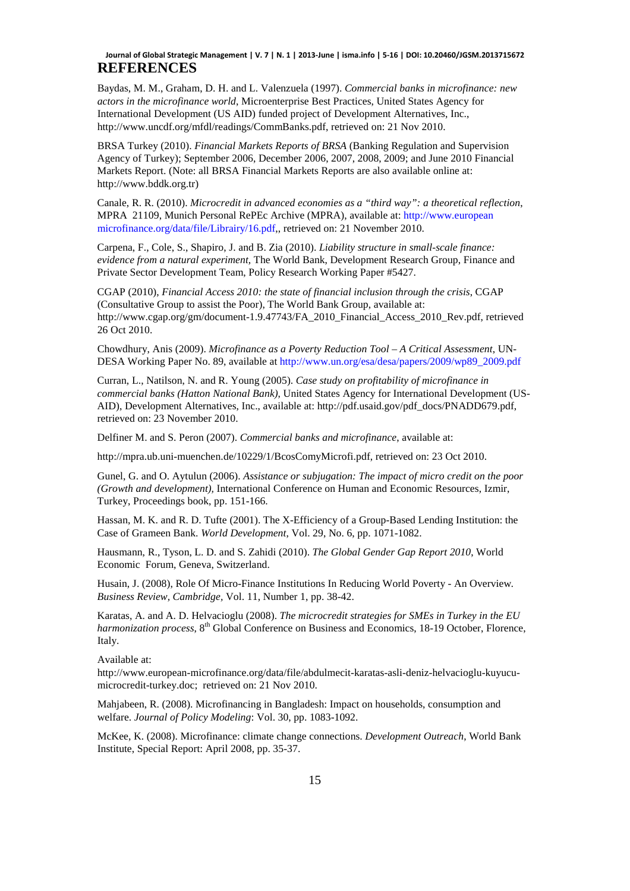## REFERENCES

Baydas, M. M., Graham, D. H. and L. Valenzuela (1997). *Commercial banks in microfinance: new actors in the microfinance world*, Microenterprise Best Practices, United States Agency for International Development (US AID) funded project of Development Alternatives, Inc., http://www.uncdf.org/mfdl/readings/CommBanks.pdf, retrieved on: 21 Nov 2010.

BRSA Turkey (2010). *Financial Markets Reports of BRSA* (Banking Regulation and Supervision Agency of Turkey); September 2006, December 2006, 2007, 2008, 2009; and June 2010 Financial Markets Report. (Note: all BRSA Financial Markets Reports are also available online at: http://www.bddk.org.tr)

Canale, R. R. (2010). *Microcredit in advanced economies as a "third way": a theoretical reflection*, MPRA 21109, Munich Personal RePEc Archive (MPRA), available at: http://www.european microfinance.org/data/file/Librairy/16.pdf,, retrieved on: 21 November 2010.

Carpena, F., Cole, S., Shapiro, J. and B. Zia (2010). *Liability structure in small-scale finance: evidence from a natural experiment*, The World Bank, Development Research Group, Finance and Private Sector Development Team, Policy Research Working Paper #5427.

CGAP (2010), *Financial Access 2010: the state of financial inclusion through the crisis*, CGAP (Consultative Group to assist the Poor), The World Bank Group, available at: http://www.cgap.org/gm/document-1.9.47743/FA_2010_Financial_Access_2010_Rev.pdf, retrieved 26 Oct 2010.

Chowdhury, Anis (2009). *Microfinance as a Poverty Reduction Tool – A Critical Assessment*, UN-DESA Working Paper No. 89, available at http://www.un.org/esa/desa/papers/2009/wp89_2009.pdf

Curran, L., Natilson, N. and R. Young (2005). *Case study on profitability of microfinance in commercial banks (Hatton National Bank)*, United States Agency for International Development (US-AID), Development Alternatives, Inc., available at: http://pdf.usaid.gov/pdf_docs/PNADD679.pdf, retrieved on: 23 November 2010.

Delfiner M. and S. Peron (2007). *Commercial banks and microfinance*, available at:

http://mpra.ub.uni-muenchen.de/10229/1/BcosComyMicrofi.pdf, retrieved on: 23 Oct 2010.

Gunel, G. and O. Aytulun (2006). *Assistance or subjugation: The impact of micro credit on the poor (Growth and development)*, International Conference on Human and Economic Resources, Izmir, Turkey, Proceedings book, pp. 151-166.

Hassan, M. K. and R. D. Tufte (2001). The X-Efficiency of a Group-Based Lending Institution: the Case of Grameen Bank. *World Development*, Vol. 29, No. 6, pp. 1071-1082.

Hausmann, R., Tyson, L. D. and S. Zahidi (2010). *The Global Gender Gap Report 2010*, World Economic Forum, Geneva, Switzerland.

Husain, J. (2008), Role Of Micro-Finance Institutions In Reducing World Poverty - An Overview. *Business Review, Cambridge*, Vol. 11, Number 1, pp. 38-42.

Karatas, A. and A. D. Helvacioglu (2008). *The microcredit strategies for SMEs in Turkey in the EU harmonization process*, 8th Global Conference on Business and Economics, 18-19 October, Florence, Italy.

Available at:
http://www.european-microfinance.org/data/file/abdulmecit-karatas-asli-deniz-helvacioglu-kuyucu-microcredit-turkey.doc; retrieved on: 21 Nov 2010.

Mahjabeen, R. (2008). Microfinancing in Bangladesh: Impact on households, consumption and welfare. *Journal of Policy Modeling*: Vol. 30, pp. 1083-1092.

McKee, K. (2008). Microfinance: climate change connections. *Development Outreach*, World Bank Institute, Special Report: April 2008, pp. 35-37.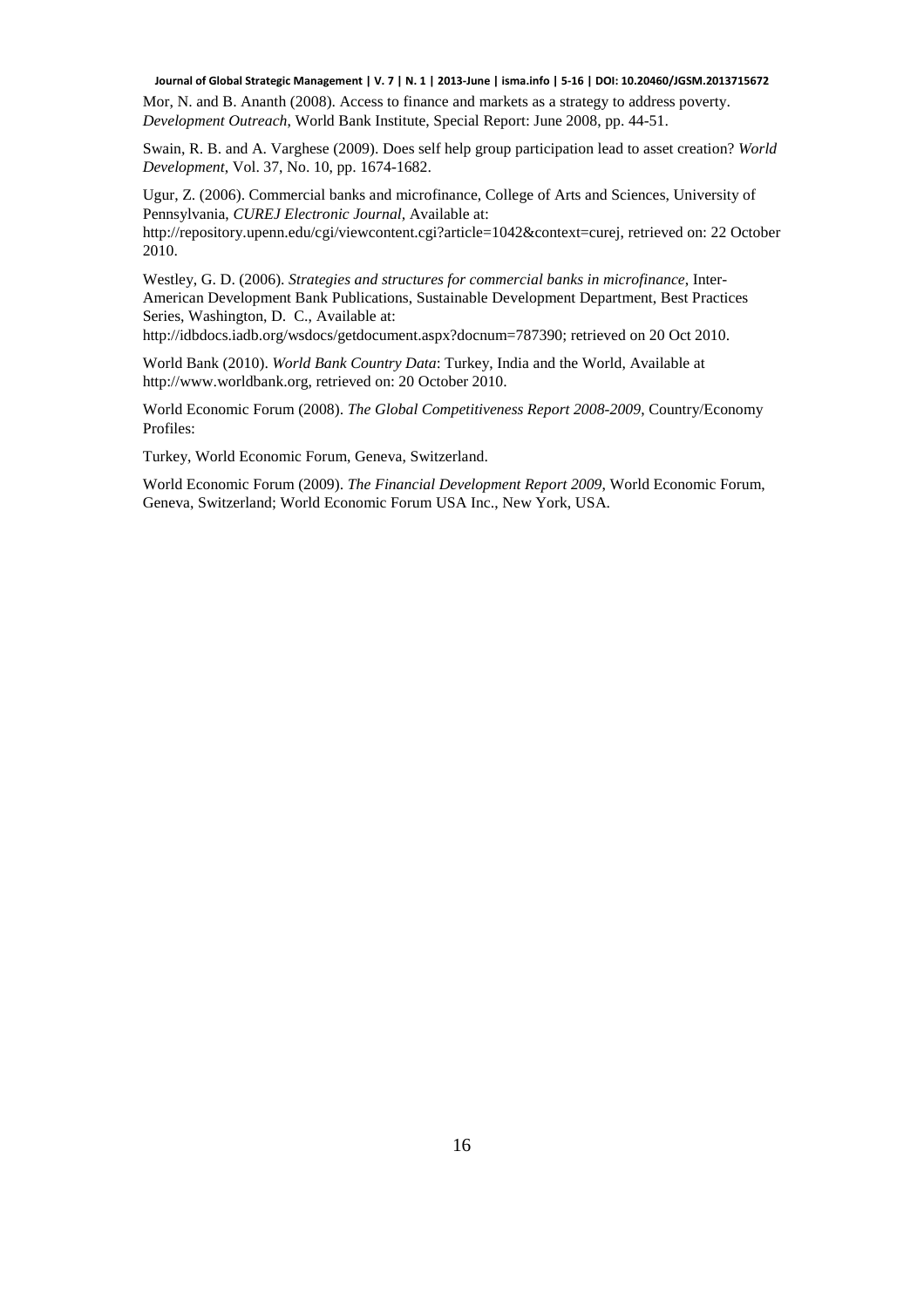Mor, N. and B. Ananth (2008). Access to finance and markets as a strategy to address poverty. *Development Outreach*, World Bank Institute, Special Report: June 2008, pp. 44-51.

Swain, R. B. and A. Varghese (2009). Does self help group participation lead to asset creation? *World Development*, Vol. 37, No. 10, pp. 1674-1682.

Ugur, Z. (2006). Commercial banks and microfinance, College of Arts and Sciences, University of Pennsylvania, *CUREJ Electronic Journal*, Available at: http://repository.upenn.edu/cgi/viewcontent.cgi?article=1042&context=curej, retrieved on: 22 October 2010.

Westley, G. D. (2006). *Strategies and structures for commercial banks in microfinance*, Inter-American Development Bank Publications, Sustainable Development Department, Best Practices Series, Washington, D. C., Available at: http://idbdocs.iadb.org/wsdocs/getdocument.aspx?docnum=787390; retrieved on 20 Oct 2010.

World Bank (2010). *World Bank Country Data*: Turkey, India and the World, Available at http://www.worldbank.org, retrieved on: 20 October 2010.

World Economic Forum (2008). *The Global Competitiveness Report 2008-2009*, Country/Economy Profiles:

Turkey, World Economic Forum, Geneva, Switzerland.

World Economic Forum (2009). *The Financial Development Report 2009*, World Economic Forum, Geneva, Switzerland; World Economic Forum USA Inc., New York, USA.